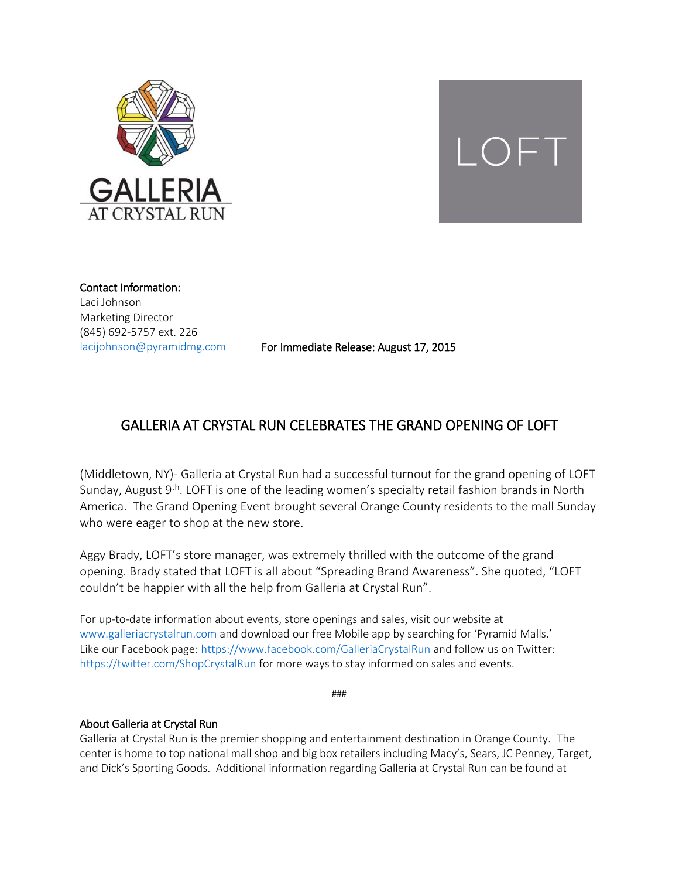GALLERIA AT CRYSTAL RUN

LOFT

**Contact Information:**
Laci Johnson
Marketing Director
(845) 692-5757 ext. 226
lacijohnson@pyramidmg.com

**For Immediate Release: August 17, 2015**

# GALLERIA AT CRYSTAL RUN CELEBRATES THE GRAND OPENING OF LOFT

(Middletown, NY)- Galleria at Crystal Run had a successful turnout for the grand opening of LOFT Sunday, August 9th. LOFT is one of the leading women's specialty retail fashion brands in North America. The Grand Opening Event brought several Orange County residents to the mall Sunday who were eager to shop at the new store.

Aggy Brady, LOFT's store manager, was extremely thrilled with the outcome of the grand opening. Brady stated that LOFT is all about "Spreading Brand Awareness". She quoted, "LOFT couldn't be happier with all the help from Galleria at Crystal Run".

For up-to-date information about events, store openings and sales, visit our website at www.galleriacrystalrun.com and download our free Mobile app by searching for 'Pyramid Malls.' Like our Facebook page: https://www.facebook.com/GalleriaCrystalRun and follow us on Twitter: https://twitter.com/ShopCrystalRun for more ways to stay informed on sales and events.

###

## About Galleria at Crystal Run

Galleria at Crystal Run is the premier shopping and entertainment destination in Orange County. The center is home to top national mall shop and big box retailers including Macy's, Sears, JC Penney, Target, and Dick's Sporting Goods. Additional information regarding Galleria at Crystal Run can be found at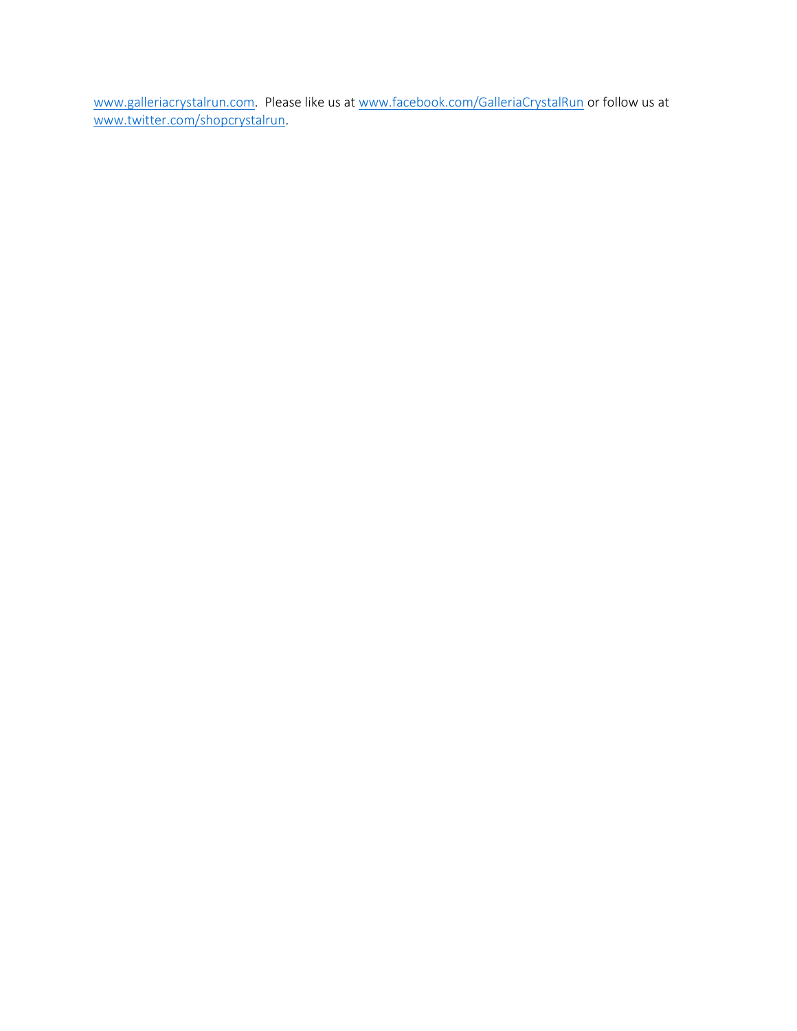www.galleriacrystalrun.com.  Please like us at www.facebook.com/GalleriaCrystalRun or follow us at www.twitter.com/shopcrystalrun.